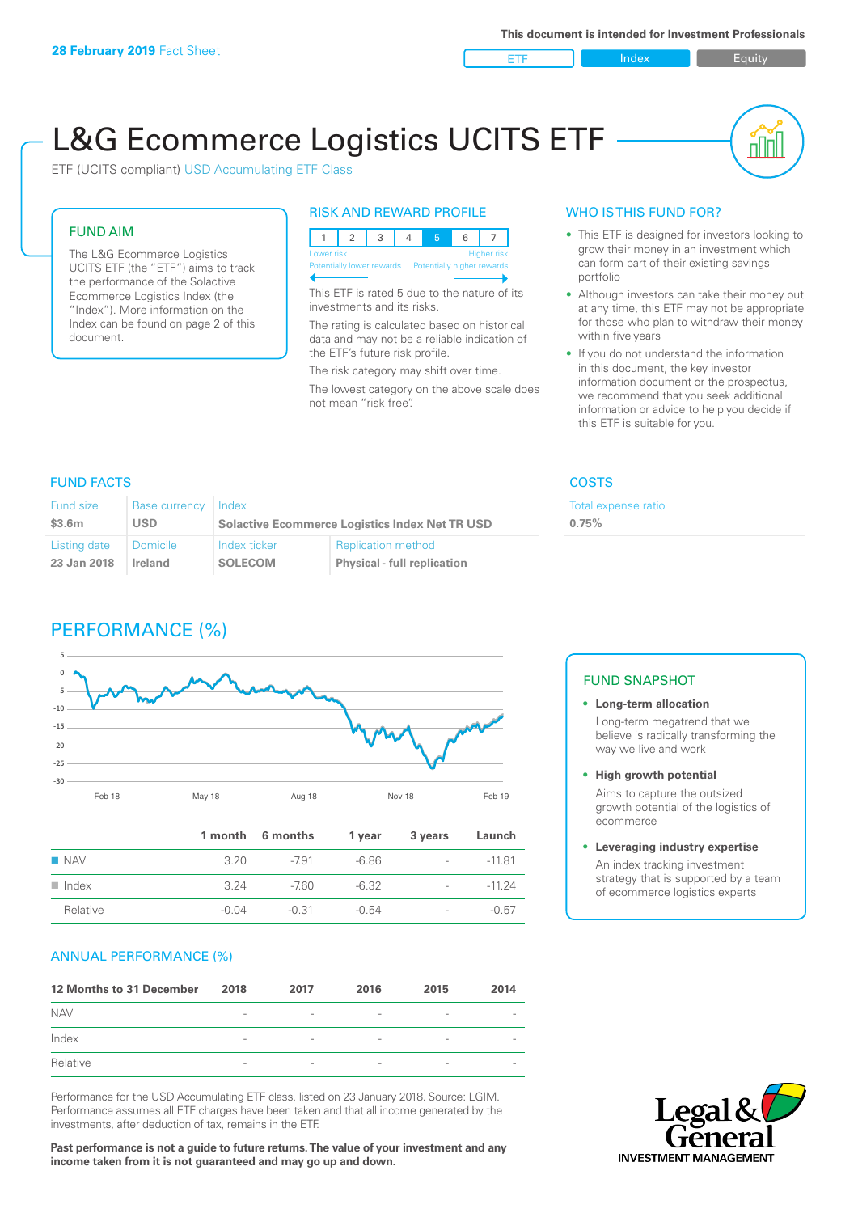**28 February 2019** Fact Sheet

This document is intended for Investment Professionals

ETF | Index | Equity

# L&G Ecommerce Logistics UCITS ETF

ETF (UCITS compliant) USD Accumulating ETF Class

## FUND AIM

The L&G Ecommerce Logistics UCITS ETF (the "ETF") aims to track the performance of the Solactive Ecommerce Logistics Index (the "Index"). More information on the Index can be found on page 2 of this document.

## RISK AND REWARD PROFILE

| 1 | 2 | 3 | 4 | 5 | 6 | 7 |
|---|---|---|---|---|---|---|

Lower risk — Higher risk
Potentially lower rewards — Potentially higher rewards

This ETF is rated 5 due to the nature of its investments and its risks.

The rating is calculated based on historical data and may not be a reliable indication of the ETF's future risk profile.

The risk category may shift over time.

The lowest category on the above scale does not mean "risk free".

## WHO IS THIS FUND FOR?

- This ETF is designed for investors looking to grow their money in an investment which can form part of their existing savings portfolio
- Although investors can take their money out at any time, this ETF may not be appropriate for those who plan to withdraw their money within five years
- If you do not understand the information in this document, the key investor information document or the prospectus, we recommend that you seek additional information or advice to help you decide if this ETF is suitable for you.

## FUND FACTS

| Fund size | Base currency | Index | |
|---|---|---|---|
| **$3.6m** | **USD** | **Solactive Ecommerce Logistics Index Net TR USD** | |
| **Listing date** | **Domicile** | **Index ticker** | **Replication method** |
| **23 Jan 2018** | **Ireland** | **SOLECOM** | **Physical - full replication** |

## COSTS

Total expense ratio
**0.75%**

## PERFORMANCE (%)

| | 1 month | 6 months | 1 year | 3 years | Launch |
|---|---|---|---|---|---|
| NAV | 3.20 | -7.91 | -6.86 | - | -11.81 |
| Index | 3.24 | -7.60 | -6.32 | - | -11.24 |
| Relative | -0.04 | -0.31 | -0.54 | - | -0.57 |

## FUND SNAPSHOT

- **Long-term allocation**
  Long-term megatrend that we believe is radically transforming the way we live and work
- **High growth potential**
  Aims to capture the outsized growth potential of the logistics of ecommerce
- **Leveraging industry expertise**
  An index tracking investment strategy that is supported by a team of ecommerce logistics experts

## ANNUAL PERFORMANCE (%)

| 12 Months to 31 December | 2018 | 2017 | 2016 | 2015 | 2014 |
|---|---|---|---|---|---|
| NAV | - | - | - | - | - |
| Index | - | - | - | - | - |
| Relative | - | - | - | - | - |

Performance for the USD Accumulating ETF class, listed on 23 January 2018. Source: LGIM. Performance assumes all ETF charges have been taken and that all income generated by the investments, after deduction of tax, remains in the ETF.

**Past performance is not a guide to future returns. The value of your investment and any income taken from it is not guaranteed and may go up and down.**

Legal & General INVESTMENT MANAGEMENT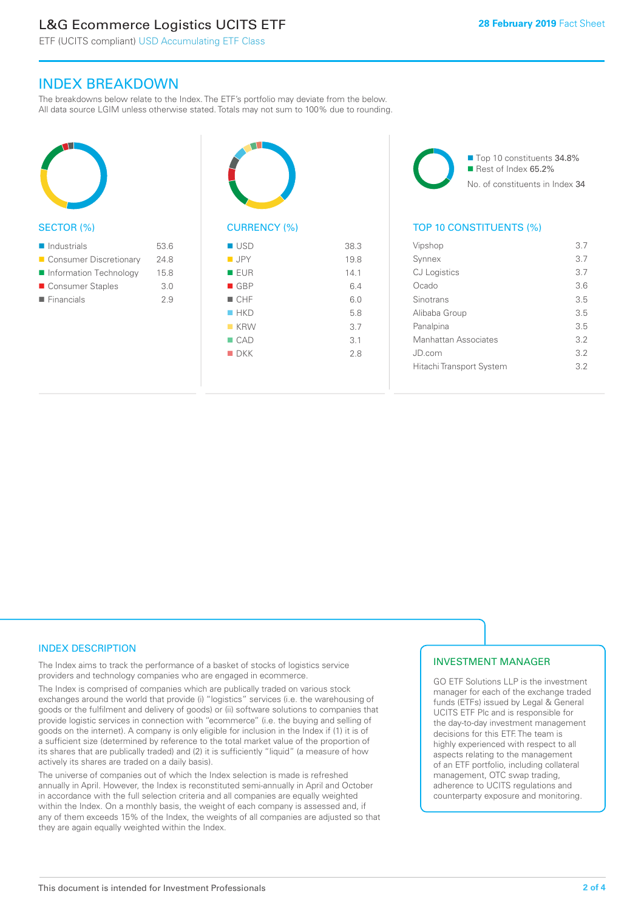## INDEX BREAKDOWN

The breakdowns below relate to the Index. The ETF's portfolio may deviate from the below. All data source LGIM unless otherwise stated. Totals may not sum to 100% due to rounding.

### SECTOR (%)

| Sector | % |
|---|---|
| Industrials | 53.6 |
| Consumer Discretionary | 24.8 |
| Information Technology | 15.8 |
| Consumer Staples | 3.0 |
| Financials | 2.9 |

### CURRENCY (%)

| Currency | % |
|---|---|
| USD | 38.3 |
| JPY | 19.8 |
| EUR | 14.1 |
| GBP | 6.4 |
| CHF | 6.0 |
| HKD | 5.8 |
| KRW | 3.7 |
| CAD | 3.1 |
| DKK | 2.8 |

- Top 10 constituents 34.8%
- Rest of Index 65.2%

No. of constituents in Index 34

### TOP 10 CONSTITUENTS (%)

| Constituent | % |
|---|---|
| Vipshop | 3.7 |
| Synnex | 3.7 |
| CJ Logistics | 3.7 |
| Ocado | 3.6 |
| Sinotrans | 3.5 |
| Alibaba Group | 3.5 |
| Panalpina | 3.5 |
| Manhattan Associates | 3.2 |
| JD.com | 3.2 |
| Hitachi Transport System | 3.2 |

## INDEX DESCRIPTION

The Index aims to track the performance of a basket of stocks of logistics service providers and technology companies who are engaged in ecommerce.

The Index is comprised of companies which are publically traded on various stock exchanges around the world that provide (i) "logistics" services (i.e. the warehousing of goods or the fulfilment and delivery of goods) or (ii) software solutions to companies that provide logistic services in connection with "ecommerce" (i.e. the buying and selling of goods on the internet). A company is only eligible for inclusion in the Index if (1) it is of a sufficient size (determined by reference to the total market value of the proportion of its shares that are publically traded) and (2) it is sufficiently "liquid" (a measure of how actively its shares are traded on a daily basis).

The universe of companies out of which the Index selection is made is refreshed annually in April. However, the Index is reconstituted semi-annually in April and October in accordance with the full selection criteria and all companies are equally weighted within the Index. On a monthly basis, the weight of each company is assessed and, if any of them exceeds 15% of the Index, the weights of all companies are adjusted so that they are again equally weighted within the Index.

## INVESTMENT MANAGER

GO ETF Solutions LLP is the investment manager for each of the exchange traded funds (ETFs) issued by Legal & General UCITS ETF Plc and is responsible for the day-to-day investment management decisions for this ETF. The team is highly experienced with respect to all aspects relating to the management of an ETF portfolio, including collateral management, OTC swap trading, adherence to UCITS regulations and counterparty exposure and monitoring.

This document is intended for Investment Professionals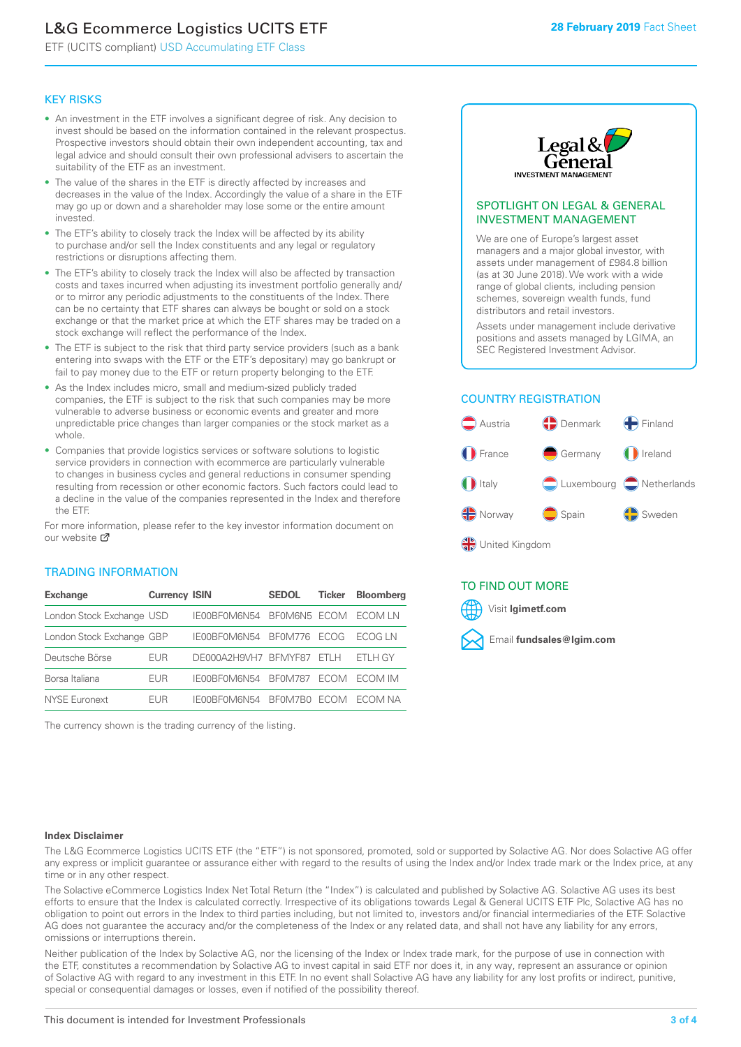# L&G Ecommerce Logistics UCITS ETF

ETF (UCITS compliant) USD Accumulating ETF Class

28 February 2019 Fact Sheet

## KEY RISKS

- An investment in the ETF involves a significant degree of risk. Any decision to invest should be based on the information contained in the relevant prospectus. Prospective investors should obtain their own independent accounting, tax and legal advice and should consult their own professional advisers to ascertain the suitability of the ETF as an investment.
- The value of the shares in the ETF is directly affected by increases and decreases in the value of the Index. Accordingly the value of a share in the ETF may go up or down and a shareholder may lose some or the entire amount invested.
- The ETF's ability to closely track the Index will be affected by its ability to purchase and/or sell the Index constituents and any legal or regulatory restrictions or disruptions affecting them.
- The ETF's ability to closely track the Index will also be affected by transaction costs and taxes incurred when adjusting its investment portfolio generally and/or to mirror any periodic adjustments to the constituents of the Index. There can be no certainty that ETF shares can always be bought or sold on a stock exchange or that the market price at which the ETF shares may be traded on a stock exchange will reflect the performance of the Index.
- The ETF is subject to the risk that third party service providers (such as a bank entering into swaps with the ETF or the ETF's depositary) may go bankrupt or fail to pay money due to the ETF or return property belonging to the ETF.
- As the Index includes micro, small and medium-sized publicly traded companies, the ETF is subject to the risk that such companies may be more vulnerable to adverse business or economic events and greater and more unpredictable price changes than larger companies or the stock market as a whole.
- Companies that provide logistics services or software solutions to logistic service providers in connection with ecommerce are particularly vulnerable to changes in business cycles and general reductions in consumer spending resulting from recession or other economic factors. Such factors could lead to a decline in the value of the companies represented in the Index and therefore the ETF.

For more information, please refer to the key investor information document on our website

## TRADING INFORMATION

| Exchange | Currency | ISIN | SEDOL | Ticker | Bloomberg |
|---|---|---|---|---|---|
| London Stock Exchange | USD | IE00BF0M6N54 | BF0M6N5 | ECOM | ECOM LN |
| London Stock Exchange | GBP | IE00BF0M6N54 | BF0M776 | ECOG | ECOG LN |
| Deutsche Börse | EUR | DE000A2H9VH7 | BFMYF87 | ETLH | ETLH GY |
| Borsa Italiana | EUR | IE00BF0M6N54 | BF0M787 | ECOM | ECOM IM |
| NYSE Euronext | EUR | IE00BF0M6N54 | BF0M7B0 | ECOM | ECOM NA |

The currency shown is the trading currency of the listing.

## SPOTLIGHT ON LEGAL & GENERAL INVESTMENT MANAGEMENT

We are one of Europe's largest asset managers and a major global investor, with assets under management of £984.8 billion (as at 30 June 2018). We work with a wide range of global clients, including pension schemes, sovereign wealth funds, fund distributors and retail investors.

Assets under management include derivative positions and assets managed by LGIMA, an SEC Registered Investment Advisor.

## COUNTRY REGISTRATION

Austria, Denmark, Finland, France, Germany, Ireland, Italy, Luxembourg, Netherlands, Norway, Spain, Sweden, United Kingdom

## TO FIND OUT MORE

Visit **lgimetf.com**

Email **fundsales@lgim.com**

**Index Disclaimer**

The L&G Ecommerce Logistics UCITS ETF (the "ETF") is not sponsored, promoted, sold or supported by Solactive AG. Nor does Solactive AG offer any express or implicit guarantee or assurance either with regard to the results of using the Index and/or Index trade mark or the Index price, at any time or in any other respect.

The Solactive eCommerce Logistics Index Net Total Return (the "Index") is calculated and published by Solactive AG. Solactive AG uses its best efforts to ensure that the Index is calculated correctly. Irrespective of its obligations towards Legal & General UCITS ETF Plc, Solactive AG has no obligation to point out errors in the Index to third parties including, but not limited to, investors and/or financial intermediaries of the ETF. Solactive AG does not guarantee the accuracy and/or the completeness of the Index or any related data, and shall not have any liability for any errors, omissions or interruptions therein.

Neither publication of the Index by Solactive AG, nor the licensing of the Index or Index trade mark, for the purpose of use in connection with the ETF, constitutes a recommendation by Solactive AG to invest capital in said ETF nor does it, in any way, represent an assurance or opinion of Solactive AG with regard to any investment in this ETF. In no event shall Solactive AG have any liability for any lost profits or indirect, punitive, special or consequential damages or losses, even if notified of the possibility thereof.

This document is intended for Investment Professionals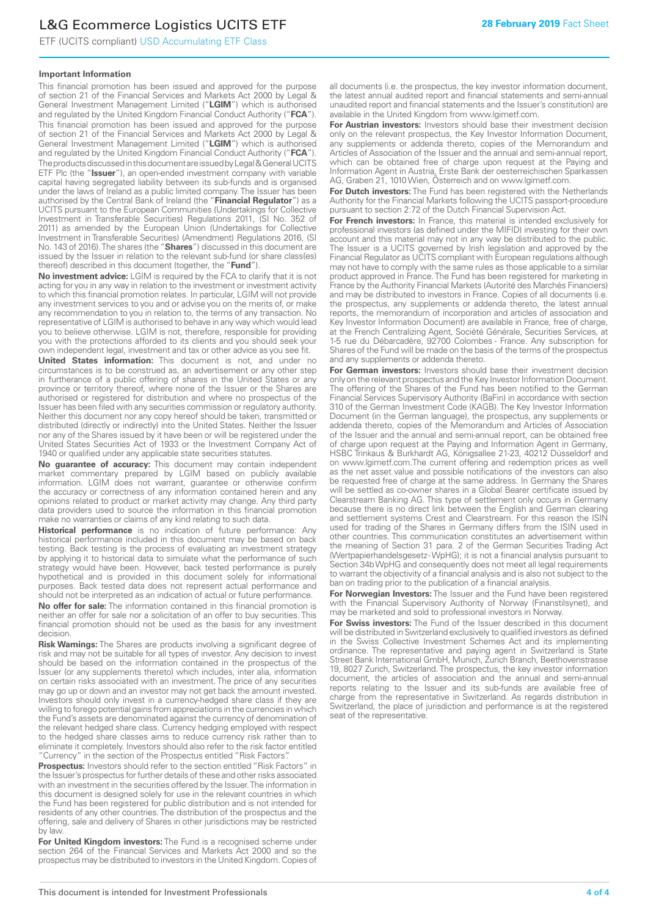### Important Information

This financial promotion has been issued and approved for the purpose of section 21 of the Financial Services and Markets Act 2000 by Legal & General Investment Management Limited ("**LGIM**") which is authorised and regulated by the United Kingdom Financial Conduct Authority ("**FCA**"). This financial promotion has been issued and approved for the purpose of section 21 of the Financial Services and Markets Act 2000 by Legal & General Investment Management Limited ("**LGIM**") which is authorised and regulated by the United Kingdom Financial Conduct Authority ("**FCA**"). The products discussed in this document are issued by Legal & General UCITS ETF Plc (the "**Issuer**"), an open-ended investment company with variable capital having segregated liability between its sub-funds and is organised under the laws of Ireland as a public limited company. The Issuer has been authorised by the Central Bank of Ireland (the "**Financial Regulator**") as a UCITS pursuant to the European Communities (Undertakings for Collective Investment in Transferable Securities) Regulations 2011, (SI No. 352 of 2011) as amended by the European Union (Undertakings for Collective Investment in Transferable Securities) (Amendment) Regulations 2016, (SI No. 143 of 2016). The shares (the "**Shares**") discussed in this document are issued by the Issuer in relation to the relevant sub-fund (or share class(es) thereof) described in this document (together, the "**Fund**").

**No investment advice:** LGIM is required by the FCA to clarify that it is not acting for you in any way in relation to the investment or investment activity to which this financial promotion relates. In particular, LGIM will not provide any investment services to you and or advise you on the merits of, or make any recommendation to you in relation to, the terms of any transaction. No representative of LGIM is authorised to behave in any way which would lead you to believe otherwise. LGIM is not, therefore, responsible for providing you with the protections afforded to its clients and you should seek your own independent legal, investment and tax or other advice as you see fit.

**United States information:** This document is not, and under no circumstances is to be construed as, an advertisement or any other step in furtherance of a public offering of shares in the United States or any province or territory thereof, where none of the Issuer or the Shares are authorised or registered for distribution and where no prospectus of the Issuer has been filed with any securities commission or regulatory authority. Neither this document nor any copy hereof should be taken, transmitted or distributed (directly or indirectly) into the United States. Neither the Issuer nor any of the Shares issued by it have been or will be registered under the United States Securities Act of 1933 or the Investment Company Act of 1940 or qualified under any applicable state securities statutes.

**No guarantee of accuracy:** This document may contain independent market commentary prepared by LGIM based on publicly available information. LGIM does not warrant, guarantee or otherwise confirm the accuracy or correctness of any information contained herein and any opinions related to product or market activity may change. Any third party data providers used to source the information in this financial promotion make no warranties or claims of any kind relating to such data.

**Historical performance** is no indication of future performance: Any historical performance included in this document may be based on back testing. Back testing is the process of evaluating an investment strategy by applying it to historical data to simulate what the performance of such strategy would have been. However, back tested performance is purely hypothetical and is provided in this document solely for informational purposes. Back tested data does not represent actual performance and should not be interpreted as an indication of actual or future performance.

**No offer for sale:** The information contained in this financial promotion is neither an offer for sale nor a solicitation of an offer to buy securities. This financial promotion should not be used as the basis for any investment decision.

**Risk Warnings:** The Shares are products involving a significant degree of risk and may not be suitable for all types of investor. Any decision to invest should be based on the information contained in the prospectus of the Issuer (or any supplements thereto) which includes, inter alia, information on certain risks associated with an investment. The price of any securities may go up or down and an investor may not get back the amount invested. Investors should only invest in a currency-hedged share class if they are willing to forego potential gains from appreciations in the currencies in which the Fund's assets are denominated against the currency of denomination of the relevant hedged share class. Currency hedging employed with respect to the hedged share classes aims to reduce currency risk rather than to eliminate it completely. Investors should also refer to the risk factor entitled "Currency" in the section of the Prospectus entitled "Risk Factors".

**Prospectus:** Investors should refer to the section entitled "Risk Factors" in the Issuer's prospectus for further details of these and other risks associated with an investment in the securities offered by the Issuer. The information in this document is designed solely for use in the relevant countries in which the Fund has been registered for public distribution and is not intended for residents of any other countries. The distribution of the prospectus and the offering, sale and delivery of Shares in other jurisdictions may be restricted by law.

**For United Kingdom investors:** The Fund is a recognised scheme under section 264 of the Financial Services and Markets Act 2000 and so the prospectus may be distributed to investors in the United Kingdom. Copies of all documents (i.e. the prospectus, the key investor information document, the latest annual audited report and financial statements and semi-annual unaudited report and financial statements and the Issuer's constitution) are available in the United Kingdom from www.lgimetf.com.

**For Austrian investors:** Investors should base their investment decision only on the relevant prospectus, the Key Investor Information Document, any supplements or addenda thereto, copies of the Memorandum and Articles of Association of the Issuer and the annual and semi-annual report, which can be obtained free of charge upon request at the Paying and Information Agent in Austria, Erste Bank der oesterreichischen Sparkassen AG, Graben 21, 1010 Wien, Österreich and on www.lgimetf.com.

**For Dutch investors:** The Fund has been registered with the Netherlands Authority for the Financial Markets following the UCITS passport-procedure pursuant to section 2:72 of the Dutch Financial Supervision Act.

**For French investors:** In France, this material is intended exclusively for professional investors (as defined under the MIFID) investing for their own account and this material may not in any way be distributed to the public. The Issuer is a UCITS governed by Irish legislation and approved by the Financial Regulator as UCITS compliant with European regulations although may not have to comply with the same rules as those applicable to a similar product approved in France. The Fund has been registered for marketing in France by the Authority Financial Markets (Autorité des Marchés Financiers) and may be distributed to investors in France. Copies of all documents (i.e. the prospectus, any supplements or addenda thereto, the latest annual reports, the memorandum of incorporation and articles of association and Key Investor Information Document) are available in France, free of charge, at the French Centralizing Agent, Société Générale, Securities Services, at 1-5 rue du Débarcadère, 92700 Colombes - France. Any subscription for Shares of the Fund will be made on the basis of the terms of the prospectus and any supplements or addenda thereto.

**For German investors:** Investors should base their investment decision only on the relevant prospectus and the Key Investor Information Document. The offering of the Shares of the Fund has been notified to the German Financial Services Supervisory Authority (BaFin) in accordance with section 310 of the German Investment Code (KAGB). The Key Investor Information Document (in the German language), the prospectus, any supplements or addenda thereto, copies of the Memorandum and Articles of Association of the Issuer and the annual and semi-annual report, can be obtained free of charge upon request at the Paying and Information Agent in Germany, HSBC Trinkaus & Burkhardt AG, Königsallee 21-23, 40212 Düsseldorf and on www.lgimetf.com.The current offering and redemption prices as well as the net asset value and possible notifications of the investors can also be requested free of charge at the same address. In Germany the Shares will be settled as co-owner shares in a Global Bearer certificate issued by Clearstream Banking AG. This type of settlement only occurs in Germany because there is no direct link between the English and German clearing and settlement systems Crest and Clearstream. For this reason the ISIN used for trading of the Shares in Germany differs from the ISIN used in other countries. This communication constitutes an advertisement within the meaning of Section 31 para. 2 of the German Securities Trading Act (Wertpapierhandelsgesetz - WpHG); it is not a financial analysis pursuant to Section 34b WpHG and consequently does not meet all legal requirements to warrant the objectivity of a financial analysis and is also not subject to the ban on trading prior to the publication of a financial analysis.

**For Norwegian Investors:** The Issuer and the Fund have been registered with the Financial Supervisory Authority of Norway (Finanstilsynet), and may be marketed and sold to professional investors in Norway.

**For Swiss investors:** The Fund of the Issuer described in this document will be distributed in Switzerland exclusively to qualified investors as defined in the Swiss Collective Investment Schemes Act and its implementing ordinance. The representative and paying agent in Switzerland is State Street Bank International GmbH, Munich, Zurich Branch, Beethovenstrasse 19, 8027 Zurich, Switzerland. The prospectus, the key investor information document, the articles of association and the annual and semi-annual reports relating to the Issuer and its sub-funds are available free of charge from the representative in Switzerland. As regards distribution in Switzerland, the place of jurisdiction and performance is at the registered seat of the representative.